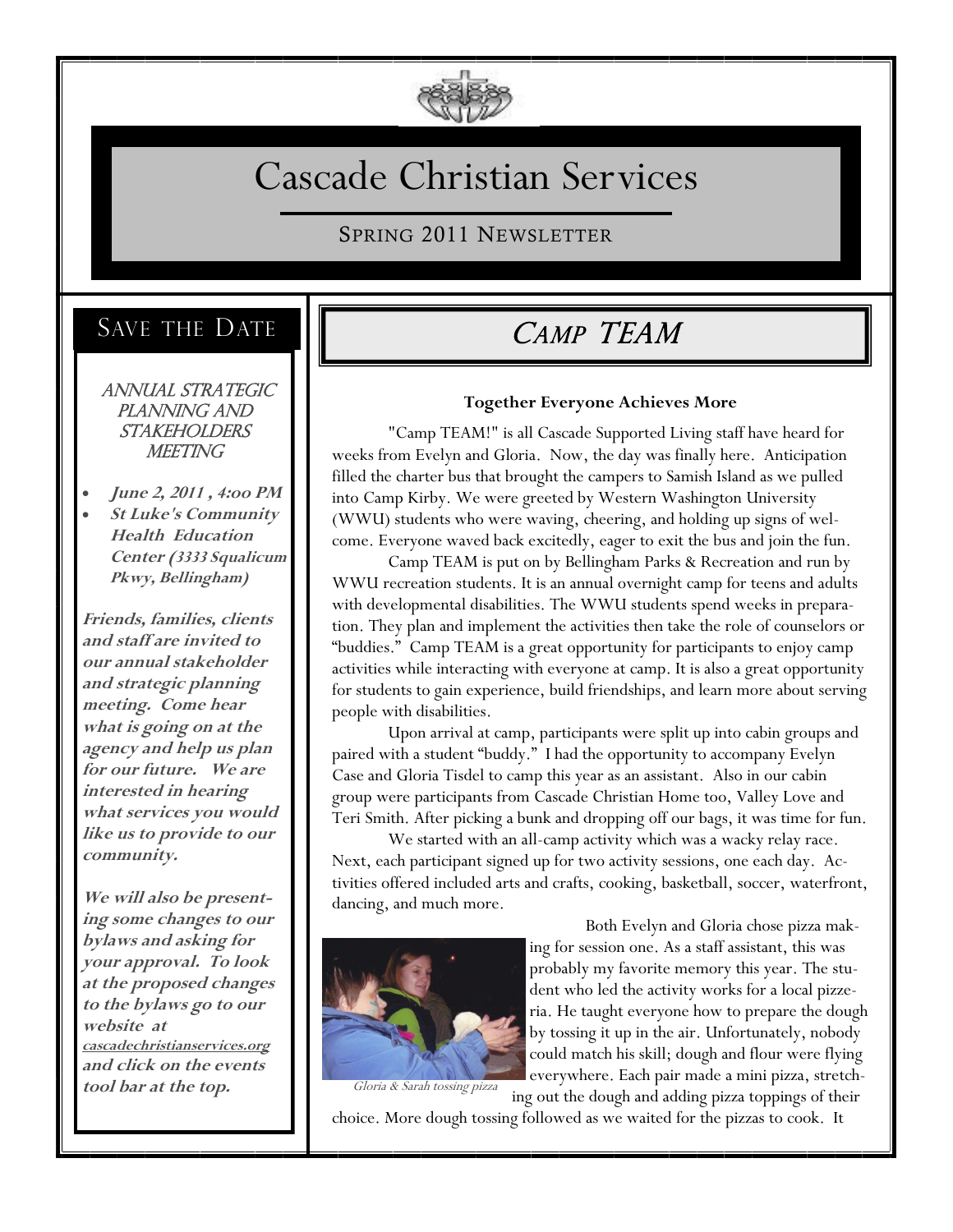# Cascade Christian Services

## SPRING 2011 NEWSLETTER

## SAVE THE DATE

### *ANNUAL STRATEGIC PLANNING AND STAKEHOLDERS MEETING*

- ***June 2, 2011 , 4:00 PM***
- ***St Luke's Community Health Education Center (3333 Squalicum Pkwy, Bellingham)***

***Friends, families, clients and staff are invited to our annual stakeholder and strategic planning meeting. Come hear what is going on at the agency and help us plan for our future. We are interested in hearing what services you would like us to provide to our community.***

***We will also be presenting some changes to our bylaws and asking for your approval. To look at the proposed changes to the bylaws go to our website at cascadechristianservices.org and click on the events tool bar at the top.***

## *CAMP TEAM*

**Together Everyone Achieves More**

"Camp TEAM!" is all Cascade Supported Living staff have heard for weeks from Evelyn and Gloria. Now, the day was finally here. Anticipation filled the charter bus that brought the campers to Samish Island as we pulled into Camp Kirby. We were greeted by Western Washington University (WWU) students who were waving, cheering, and holding up signs of welcome. Everyone waved back excitedly, eager to exit the bus and join the fun.

Camp TEAM is put on by Bellingham Parks & Recreation and run by WWU recreation students. It is an annual overnight camp for teens and adults with developmental disabilities. The WWU students spend weeks in preparation. They plan and implement the activities then take the role of counselors or "buddies." Camp TEAM is a great opportunity for participants to enjoy camp activities while interacting with everyone at camp. It is also a great opportunity for students to gain experience, build friendships, and learn more about serving people with disabilities.

Upon arrival at camp, participants were split up into cabin groups and paired with a student "buddy." I had the opportunity to accompany Evelyn Case and Gloria Tisdel to camp this year as an assistant. Also in our cabin group were participants from Cascade Christian Home too, Valley Love and Teri Smith. After picking a bunk and dropping off our bags, it was time for fun.

We started with an all-camp activity which was a wacky relay race. Next, each participant signed up for two activity sessions, one each day. Activities offered included arts and crafts, cooking, basketball, soccer, waterfront, dancing, and much more.

*Gloria & Sarah tossing pizza*

Both Evelyn and Gloria chose pizza making for session one. As a staff assistant, this was probably my favorite memory this year. The student who led the activity works for a local pizzeria. He taught everyone how to prepare the dough by tossing it up in the air. Unfortunately, nobody could match his skill; dough and flour were flying everywhere. Each pair made a mini pizza, stretching out the dough and adding pizza toppings of their choice. More dough tossing followed as we waited for the pizzas to cook. It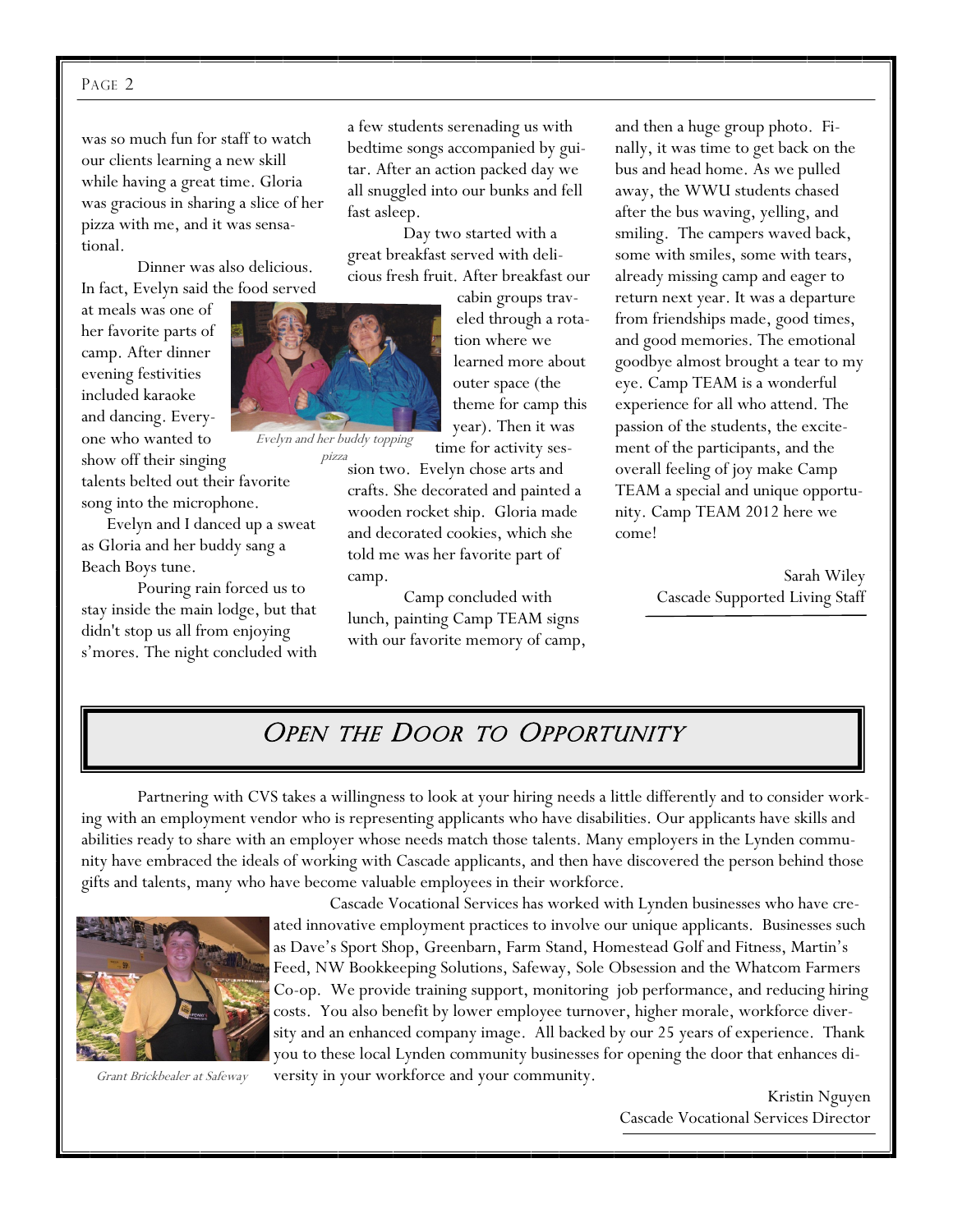was so much fun for staff to watch our clients learning a new skill while having a great time. Gloria was gracious in sharing a slice of her pizza with me, and it was sensational.

Dinner was also delicious. In fact, Evelyn said the food served at meals was one of her favorite parts of camp. After dinner evening festivities included karaoke and dancing. Everyone who wanted to show off their singing talents belted out their favorite song into the microphone.

Evelyn and I danced up a sweat as Gloria and her buddy sang a Beach Boys tune.

Pouring rain forced us to stay inside the main lodge, but that didn't stop us all from enjoying s'mores. The night concluded with a few students serenading us with bedtime songs accompanied by guitar. After an action packed day we all snuggled into our bunks and fell fast asleep.

*Evelyn and her buddy topping pizza*

Day two started with a great breakfast served with delicious fresh fruit. After breakfast our cabin groups traveled through a rotation where we learned more about outer space (the theme for camp this year). Then it was time for activity session two. Evelyn chose arts and crafts. She decorated and painted a wooden rocket ship. Gloria made and decorated cookies, which she told me was her favorite part of camp.

Camp concluded with lunch, painting Camp TEAM signs with our favorite memory of camp, and then a huge group photo. Finally, it was time to get back on the bus and head home. As we pulled away, the WWU students chased after the bus waving, yelling, and smiling. The campers waved back, some with smiles, some with tears, already missing camp and eager to return next year. It was a departure from friendships made, good times, and good memories. The emotional goodbye almost brought a tear to my eye. Camp TEAM is a wonderful experience for all who attend. The passion of the students, the excitement of the participants, and the overall feeling of joy make Camp TEAM a special and unique opportunity. Camp TEAM 2012 here we come!

Sarah Wiley
Cascade Supported Living Staff

## Open the Door to Opportunity

Partnering with CVS takes a willingness to look at your hiring needs a little differently and to consider working with an employment vendor who is representing applicants who have disabilities. Our applicants have skills and abilities ready to share with an employer whose needs match those talents. Many employers in the Lynden community have embraced the ideals of working with Cascade applicants, and then have discovered the person behind those gifts and talents, many who have become valuable employees in their workforce.

Cascade Vocational Services has worked with Lynden businesses who have created innovative employment practices to involve our unique applicants. Businesses such as Dave's Sport Shop, Greenbarn, Farm Stand, Homestead Golf and Fitness, Martin's Feed, NW Bookkeeping Solutions, Safeway, Sole Obsession and the Whatcom Farmers Co-op. We provide training support, monitoring job performance, and reducing hiring costs. You also benefit by lower employee turnover, higher morale, workforce diversity and an enhanced company image. All backed by our 25 years of experience. Thank you to these local Lynden community businesses for opening the door that enhances diversity in your workforce and your community.

*Grant Brickbealer at Safeway*

Kristin Nguyen
Cascade Vocational Services Director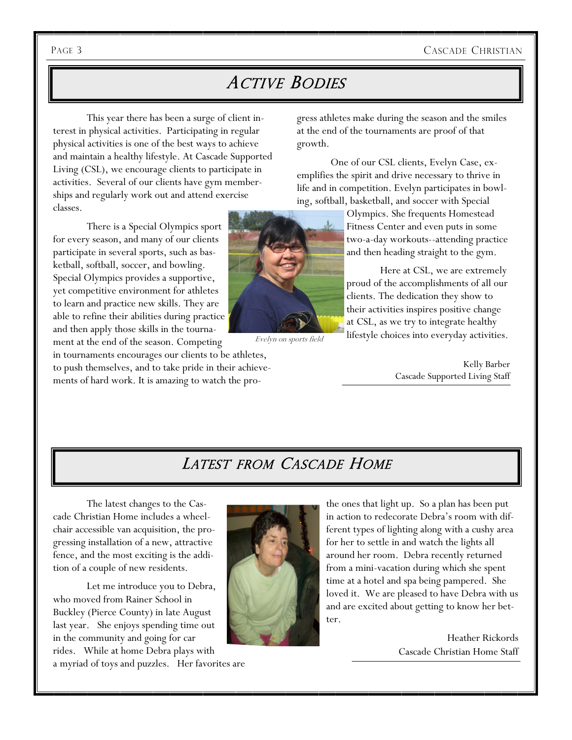## Active Bodies

This year there has been a surge of client interest in physical activities. Participating in regular physical activities is one of the best ways to achieve and maintain a healthy lifestyle. At Cascade Supported Living (CSL), we encourage clients to participate in activities. Several of our clients have gym memberships and regularly work out and attend exercise classes.

There is a Special Olympics sport for every season, and many of our clients participate in several sports, such as basketball, softball, soccer, and bowling. Special Olympics provides a supportive, yet competitive environment for athletes to learn and practice new skills. They are able to refine their abilities during practice and then apply those skills in the tournament at the end of the season. Competing in tournaments encourages our clients to be athletes, to push themselves, and to take pride in their achievements of hard work. It is amazing to watch the progress athletes make during the season and the smiles at the end of the tournaments are proof of that growth.

*Evelyn on sports field*

One of our CSL clients, Evelyn Case, exemplifies the spirit and drive necessary to thrive in life and in competition. Evelyn participates in bowling, softball, basketball, and soccer with Special Olympics. She frequents Homestead Fitness Center and even puts in some two-a-day workouts--attending practice and then heading straight to the gym.

Here at CSL, we are extremely proud of the accomplishments of all our clients. The dedication they show to their activities inspires positive change at CSL, as we try to integrate healthy lifestyle choices into everyday activities.

Kelly Barber
Cascade Supported Living Staff

## Latest from Cascade Home

The latest changes to the Cascade Christian Home includes a wheelchair accessible van acquisition, the progressing installation of a new, attractive fence, and the most exciting is the addition of a couple of new residents.

Let me introduce you to Debra, who moved from Rainer School in Buckley (Pierce County) in late August last year. She enjoys spending time out in the community and going for car rides. While at home Debra plays with a myriad of toys and puzzles. Her favorites are the ones that light up. So a plan has been put in action to redecorate Debra's room with different types of lighting along with a cushy area for her to settle in and watch the lights all around her room. Debra recently returned from a mini-vacation during which she spent time at a hotel and spa being pampered. She loved it. We are pleased to have Debra with us and are excited about getting to know her better.

Heather Rickords
Cascade Christian Home Staff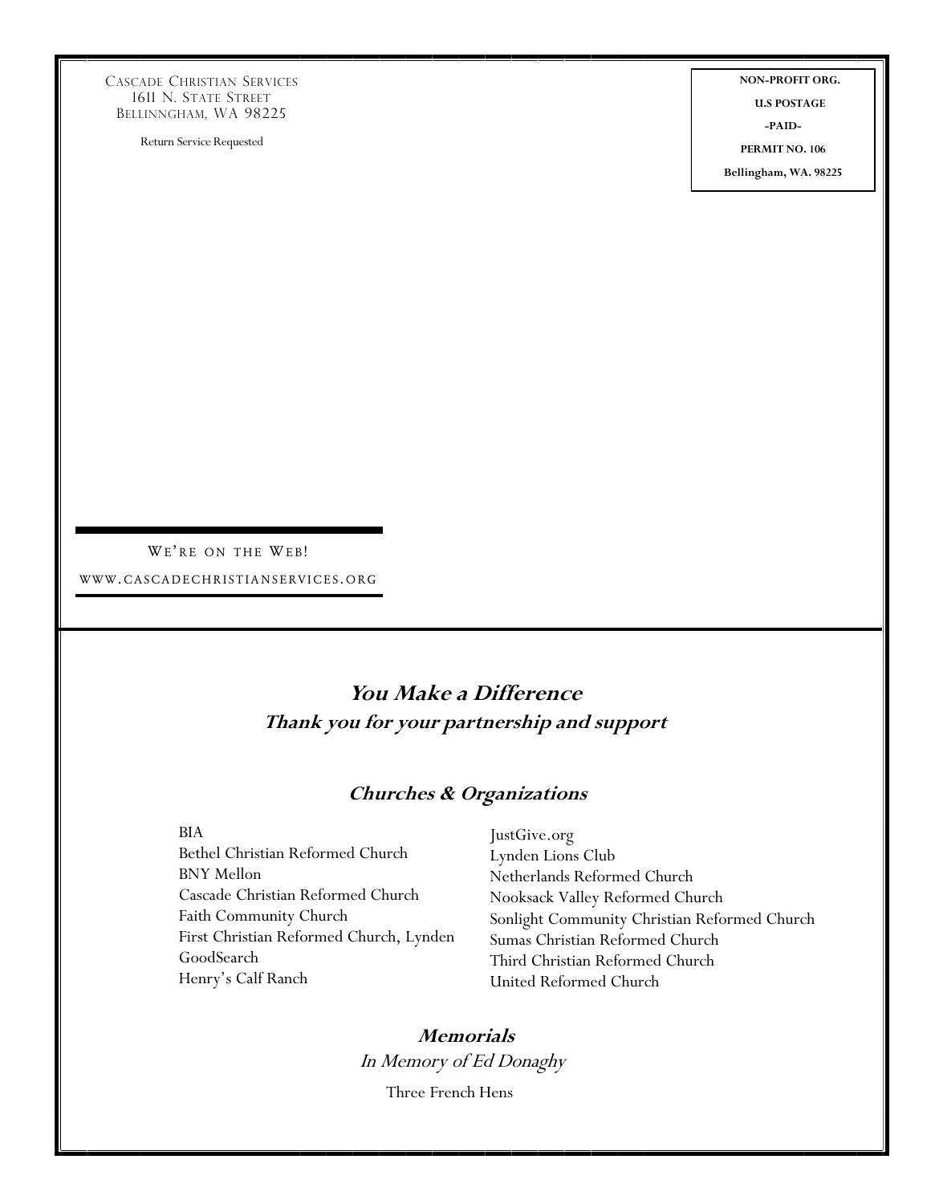Cascade Christian Services
1611 N. State Street
Bellinngham, WA 98225

Return Service Requested

NON-PROFIT ORG.
U.S POSTAGE
-PAID-
PERMIT NO. 106
Bellingham, WA. 98225

We're on the Web!
www.cascadechristianservices.org

## *You Make a Difference*
### *Thank you for your partnership and support*

### *Churches & Organizations*

BIA
Bethel Christian Reformed Church
BNY Mellon
Cascade Christian Reformed Church
Faith Community Church
First Christian Reformed Church, Lynden
GoodSearch
Henry's Calf Ranch
JustGive.org
Lynden Lions Club
Netherlands Reformed Church
Nooksack Valley Reformed Church
Sonlight Community Christian Reformed Church
Sumas Christian Reformed Church
Third Christian Reformed Church
United Reformed Church

### *Memorials*

*In Memory of Ed Donaghy*

Three French Hens